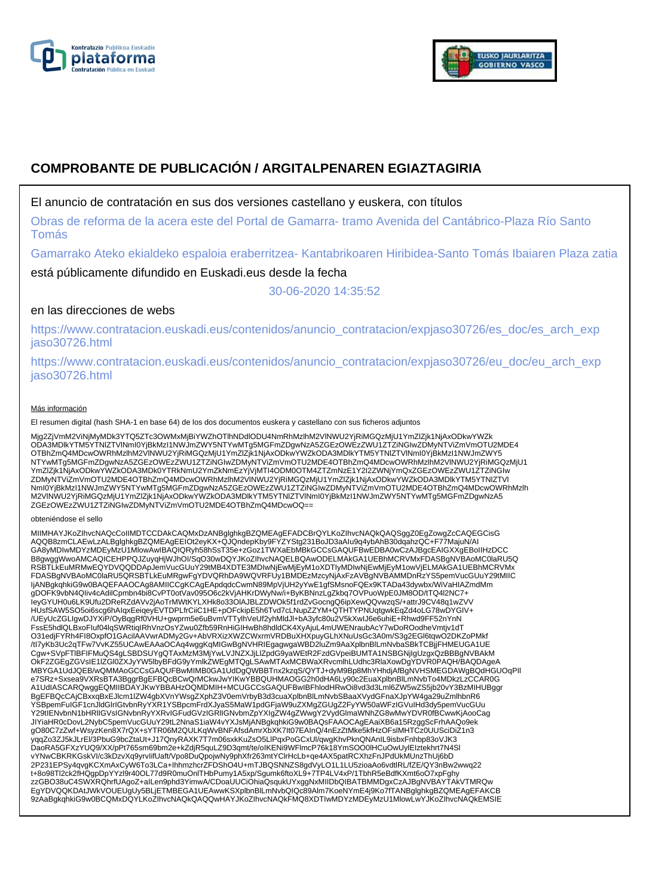# COMPROBANTE DE PUBLICACIÓN / ARGITALPENAREN EGIAZTAGIRIA

El anuncio de contratación en sus dos versiones castellano y euskera, con títulos

Obras de reforma de la acera este del Portal de Gamarra- tramo Avenida del Cantábrico-Plaza Río Santo Tomás

Gamarrako Ateko ekialdeko espaloia eraberritzea- Kantabrikoaren Hiribidea-Santo Tomás Ibaiaren Plaza zatia

está públicamente difundido en Euskadi.eus desde la fecha

30-06-2020 14:35:52

en las direcciones de webs

https://www.contratacion.euskadi.eus/contenidos/anuncio_contratacion/expjaso30726/es_doc/es_arch_expjaso30726.html

https://www.contratacion.euskadi.eus/contenidos/anuncio_contratacion/expjaso30726/eu_doc/eu_arch_expjaso30726.html

Más información

El resumen digital (hash SHA-1 en base 64) de los dos documentos euskera y castellano con sus ficheros adjuntos

Mjg2ZjVmM2ViNjMyMDk3YTQ5ZTc3OWMxMjBiYWZhOTlhNDdlODU4NmRhMzlhM2VlNWU2YjRiMGQzMjU1YmZlZjk1NjAxODkwYWZkODA3MDlkYTM5YTNlZTVlNmI0YjBkMzI1NWJmZWY5NTYwMTg5MGFmZDgwNzA5ZGEzOWEzZWU1ZTZiNGIwZDMyNTViZmVmOTU2MDE4OTBhZmQ4MDcwOWRhMzlhM2VlNWU2YjRiMGQzMjU1YmZlZjk1NjAxODkwYWZkODA3MDlkYTM5YTNlZTVlNmI0YjBkMzI1NWJmZWY5NTYwMTg5MGFmZDgwNzA5ZGEzOWEzZWU1ZTZiNGIwZDMyNTViZmVmOTU2MDE4OTBhZmQ4MDcwOWRhMzlhM2VlNWU2YjRiMGQzMjU1YmZlZjk1NjAxODkwYWZkODA3MDk0YTRkNmU2YmZkNmEzYjVjMTI4ODM0OTM4ZTZmNzE1Y2I2ZWNjYmQxZGEzOWEzZWU1ZTZiNGIwZDMyNTViZmVmOTU2MDE4OTBhZmQ4MDcwOWRhMzlhM2VlNWU2YjRiMGQzMjU1YmZlZjk1NjAxODkwYWZkODA3MDlkYTM5YTNlZTVlNmI0YjBkMzI1NWJmZWY5NTYwMTg5MGFmZDgwNzA5ZGEzOWEzZWU1ZTZiNGIwZDMyNTViZmVmOTU2MDE4OTBhZmQ4MDcwOWRhMzlhM2VlNWU2YjRiMGQzMjU1YmZlZjk1NjAxODkwYWZkODA3MDlkYTM5YTNlZTVlNmI0YjBkMzI1NWJmZWY5NTYwMTg5MGFmZDgwNzA5ZGEzOWEzZWU1ZTZiNGIwZDMyNTViZmVmOTU2MDE4OTBhZmQ4MDcwOQ==

obteniéndose el sello

MIIMHAYJKoZIhvcNAQcCoIIMDTCCDAkCAQMxDzANBglghkgBZQMEAgEFADCBrQYLKoZIhvcNAQkQAQSggZ0EgZowgZcCAQEGCisGAQQB8zmCLAEwLzALBglghkgBZQMEAgEEIOt2eyKX+QJQndepKby9FYZYStg231BoJD3aAlu9q4ybAhB30dqahzQC+F77MajuN/AIGA8yMDIwMDYzMDEyMzU1MlowAwIBAQIQRyh58hSsT35e+zGoz1TWXaEbMBkGCCsGAQUFBwEDBA0wCzAJBgcEAIGXXgEBoIIHzDCCB8gwggWwoAMCAQICEHPPQJZuyqHjWJhOI/SqO30wDQYJKoZIhvcNAQELBQAwODELMAkGA1UEBhMCRVMxFDASBgNVBAoMC0laRU5QRSBTLkEuMRMwEQYDVQQDDApJemVucGUuY29tMB4XDTE3MDIwNjEwMjEyM1oXDTIyMDIwNjEwMjEyM1owVjELMAkGA1UEBhMCRVMxFDASBgNVBAoMC0laRU5QRSBTLkEuMRgwFgYDVQRhDA9WQVRFUy1BMDEzMzcyNjAxFzAVBgNVBAMMDnRzYS5pemVucGUuY29tMIICIjANBgkqhkiG9w0BAQEFAAOCAg8AMIICCgKCAgEApdqdcCwmN89MpVjUH2yYwE1gfSMsnoFQEx9KTADa43dywbx/WiVaHIAZmdMmgDOFK9vbN4Qliv4cAdilCpmbn4bi8CvPT0otVav095O6c2kVjAHKrDWyNw/i+ByKBNnzLgZkbq7OVPuoWpE0JM8OD/tTQ4l2NC7+IeyGYUH0u6LK9Ufu2DReRZdAVv2jAoTrMWtKYLXHk8o33OIAJBLZDWOk5f1rdZvGocngQ6ipXewQQvwzqS/+attrJ9CV48q1wZVVHUsfSAW5SO5oi6scg6hAlqxEeiqeyEVTDPLfrCiiC1HE+pOFckipE5h6Tvd7cLNupZZYM+QTHTYPNUqtgwkEqZd4oLG78wDYGIV+/UEyUcZGLlgwDJYXiP/OyBqgRf0VHU+gwprm5e6uBvmVTTylhVeUf2yhMldJl+bA3yfc80u2V5kXwIJ6e6uhiE+Rhwd9FF52nYnNFssE5hdlQLBxoFIuf04lqSWRtiqIRhVnzOsYZwu0Zfb59RnHiGIHwBh8hdldCK4XyAjuL4mUWENraubAcY7wDoROodheVmtjv1dTO31edjFYRh4FI8OxpfO1GAcilAAVwrADMy2Gv+AbVRXizXWZCWxrmVRDBuXHXpuyGLhXNuUsGc3A0m/S3g2EGl6tqwO2DKZoPMkf/tI7yKb3Uc2qTFw7VvKZ55UCAwEAAaOCAq4wggKqMIGwBgNVHRIEgagwgaWBD2luZm9AaXplbnBlLmNvbaSBkTCBjjFHMEUGA1UECgw+SVpFTlBFIFMuQS4gLSBDSUYgQTAxMzM3MjYwLVJNZXJjLlZpdG9yaWEtR2FzdGVpeiBUMTA1NSBGNjIgUzgxQzBBBgNVBAkMOkF2ZGEgZGVsIE1lZGl0ZXJyYW5lbyBFdG9yYmlkZWEgMTQgLSAwMTAxMCBWaXRvcmlhLUdhc3RlaXowDgYDVR0PAQH/BAQDAgeAMBYGA1UdJQEB/wQMMAoGCCsGAQUFBwMIMB0GA1UdDgQWBBTnx2kzqS/QYTJ+dyM9Bp8MhYHhdjAfBgNVHSMEGDAWgBQdHGUOqPIIe7SRz+Sxsea9VXRsBTA3BggrBgEFBQcBCwQrMCkwJwYIKwYBBQUHMAOGG2h0dHA6Ly90c2EuaXplbnBlLmNvbTo4MDkzLzCCAR0GA1UdIASCARQwggEQMIIBDAYJKwYBBAHzOQMDMIH+MCUGCCsGAQUFBwIBFhlodHRwOi8vd3d3Lml6ZW5wZS5jb20vY3BzMIHUBggrBgEFBQcCAjCBxxqBxEJlcm1lZW4gbXVnYWsgZXphZ3V0emVrbyB3d3cuaXplbnBlLmNvbSBaaXVydGFnaXJpYW4gaW29uZmlhbnR6YSBpemFuIGF1cnJldGlrIGtvbnRyYXR1YSBpcmFrdXJyaS5MaW1pdGFjaW9uZXMgZGUgZ2FyYW50aWFzIGVuIHd3dy5pemVucGUuY29tIENvbnN1bHRlIGVsIGNvbnRyYXRvIGFudGVzIGRlIGNvbmZpYXIgZW4gZWwgY2VydGlmaWNhZG8wMwYDVR0fBCwwKjAooCagJIYiaHR0cDovL2NybC5pemVucGUuY29tL2NnaS1iaW4vYXJsMjANBgkqhkiG9w0BAQsFAAOCAgEAaiXB6a15RzggScFrhAAQo9ekgO80C7zZwf+WsyzKen8X7rQX+sYTR06M2QULKqWvBNFAfsdAmrXbXK7lt07EAInQ/4nEzZtMke5kfHzOFslMHTCz0UUSciDiZ1n3yqqZo3ZJ5kJLrEl/3PbuG9bcZtaUt+J17QnyRAXK7T7m06sxkKuZsO5LlPqxPoGCxUl/qwgKhvPknQNAnIL9isbxFnhbp83oVJK3DaoRA5GFXzYUQ9/XX/pPt765sm69bm2e+kZdjR5quLZ9D3qmt/te/oIKENi9WFlmcP76k18YmSOO0lHCuOwUylEIztekhrt7N4SlvYNwCBKRKGskVl/c3kDzvXq9yrvlifUaft/Vpo8DuQpojwNy9phXfr263mtYClrHcLb+qe4AX5patRCXhzFnJPdUkMUnzThUj6bD2P231EPSy4qvgKCXmAxCyW6To3LCa+IhhmzhcrZFDShO4U+mTJBQSNNZS8gdVyLO1L1LU5zioaAo6vdtIRL/fZE/QY3nBw2wwq22t+8o98Tl2ck2fHQgpDpYYzl9r40OL77d9R0muOnlTHbPumy1A5xp/Sgumk6ftoXL9+7TP4LV4xP/1TbhR5eBdfKXmt6oO7xpFghyzzGBO38uC4SWXRQhrfUAgoZ+aILen9phd3YimwA/CDoaUUCiOhiaQsqukUYxggNxMIIDbQIBATBMMDgxCzAJBgNVBAYTAkVTMRQwEgYDVQQKDAtJWkVOUEUgUy5BLjETMBEGA1UEAwwKSXplbnBlLmNvbQIQc89Alm7KoeNYmE4j9Ko7fTANBglghkgBZQMEAgEFAKCB9zAaBgkqhkiG9w0BCQMxDQYLKoZIhvcNAQkQAQQwHAYJKoZIhvcNAQkFMQ8XDTIwMDYzMDEyMzU1MlowLwYJKoZIhvcNAQkEMSIE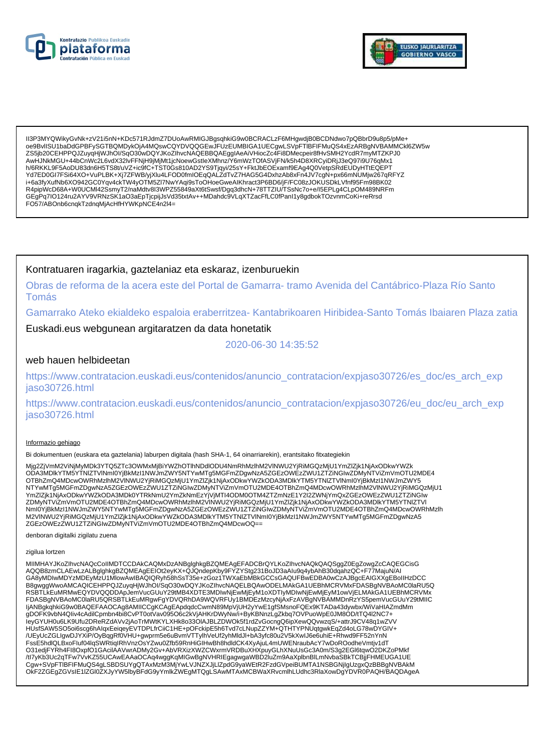lI3P3MYQWikyGvNk+zV21i5nN+KDc571RJdmZ7DUoAwRMIGJBgsqhkiG9w0BCRACLzF6MHgwdjB0BCDNdwo7pQBbrD9u8p5/pMe+
oe9BvlISU1baDdGPBFySGTBQMDykOjA4MQswCQYDVQQGEwJFUzEUMBIGA1UECgwLSVpFTlBFIFMuQS4xEzARBgNVBAMMCkl6ZW5w
ZS5jb20CEHPPQJZuyqHjWJhOl/SqO30wDQYJKoZIhvcNAQEBBQAEggIAeAiVHiocZc4Fi8DMecpeir8fHvSMH2YcdR7myMTZKPJ0
AwHJNkMGU+44bCnWc2L6vdX32lvFFNjH9jMjMt1jcNoewGstleXMhnz/Y6mWzTOfASVjFN/k5h4D8XRCyiDRjJ3eQ97i9U76qMx1
h/6RKKL9F5AoDU83dn6H5TS8t/uVZ+ic9fC+TST0Gs810AD2YS9Tjqyi/25sY+FktJbEOExamf9EAg4Q0VetpSRdEUDyHTtEQEPT
Yd7ED0GI7FSi64XO+VuPLBK+Xj7ZFWB/yjXlu4LFOD0fmIOEqQALZdTvZ7HAG5G4DxhzAb8xFn4JV7cgN+px66mNUMjw267qRFYZ
i+6a3fyXufNb6XO942GC0Yqv4ckTW4yOTM5Zl7NwYAqi9sToOHoeGweAlKhract3P6BD6/jF/FC08zJOKUSDkLVfnf95Fm98BK02
R4pipWcD68A+W0UCMl42SsmyT2/naMdtv8l3WPZ55849aXt6tSwsf/Dgq3dhcN+78TTZIU/TSsNc7o+e/I5EPLg4CLpOM489NRFm
GEgPq7IO124ru2AYV9VRNzSK1aO3aEpTjcpijJsVd35txtAv++MDahdc9VLqXTZacFfLC0fPanl1y8gdbokTOzvnmCoKi+reRrsd
FO57/ABOnb6cnqkTzdnqMjAcHfHYWKpNCE4n2l4=

Kontratuaren iragarkia, gaztelaniaz eta eskaraz, izenburuekin

Obras de reforma de la acera este del Portal de Gamarra- tramo Avenida del Cantábrico-Plaza Río Santo Tomás

Gamarrako Ateko ekialdeko espaloia eraberritzea- Kantabrikoaren Hiribidea-Santo Tomás Ibaiaren Plaza zatia

Euskadi.eus webgunean argitaratzen da data honetatik

2020-06-30 14:35:52

web hauen helbideetan

https://www.contratacion.euskadi.eus/contenidos/anuncio_contratacion/expjaso30726/es_doc/es_arch_expjaso30726.html

https://www.contratacion.euskadi.eus/contenidos/anuncio_contratacion/expjaso30726/eu_doc/eu_arch_expjaso30726.html

Informazio gehiago

Bi dokumentuen (euskara eta gaztelania) laburpen digitala (hash SHA-1, 64 oinarriarekin), erantsitako fitxategiekin

Mjg2ZjVmM2ViNjMyMDk3YTQ5ZTc3OWMxMjBiYWZhOTlhNDdlODU4NmRhMzlhM2VlNWU2YjRiMGQzMjU1YmZlZjk1NjAxODkwYWZk
ODA3MDlkYTM5YTNlZTVlNmI0YjBkMzI1NWJmZWY5NTYwMTg5MGFmZDgwNzA5ZGEzOWEzZWU1ZTZiNGIwZDMyNTViZmVmOTU2MDE4
OTBhZmQ4MDcwOWRhMzlhM2VlNWU2YjRiMGQzMjU1YmZlZjk1NjAxODkwYWZkODA3MDlkYTM5YTNlZTVlNmI0YjBkMzI1NWJmZWY5
NTYwMTg5MGFmZDgwNzA5ZGEzOWEzZWU1ZTZiNGIwZDMyNTViZmVmOTU2MDE4OTBhZmQ4MDcwOWRhMzlhM2VlNWU2YjRiMGQzMjU1
YmZlZjk1NjAxODkwYWZkODA3MDk0YTRkNmU2YmZkNmEzYjVjMTI4ODM0OTM4ZTZmNzE1Y2I2ZWNjYmQxZGEzOWEzZWU1ZTZiNGIw
ZDMyNTViZmVmOTU2MDE4OTBhZmQ4MDcwOWRhMzlhM2VlNWU2YjRiMGQzMjU1YmZlZjk1NjAxODkwYWZkODA3MDlkYTM5YTNlZTVl
NmI0YjBkMzI1NWJmZWY5NTYwMTg5MGFmZDgwNzA5ZGEzOWEzZWU1ZTZiNGIwZDMyNTViZmVmOTU2MDE4OTBhZmQ4MDcwOWRhMzlh
M2VlNWU2YjRiMGQzMjU1YmZlZjk1NjAxODkwYWZkODA3MDlkYTM5YTNlZTVlNmI0YjBkMzI1NWJmZWY5NTYwMTg5MGFmZDgwNzA5
ZGEzOWEzZWU1ZTZiNGIwZDMyNTViZmVmOTU2MDE4OTBhZmQ4MDcwOQ==

denboran digitalki zigilatu zuena

zigilua lortzen

MIIMHAYJKoZIhvcNAQcCoIIMDTCCDAkCAQMxDzANBglghkgBZQMEAgEFADCBrQYLKoZIhvcNAQkQAQSggZ0EgZowgZcCAQEGCisG
AQQB8zmCLAEwLzALBglghkgBZQMEAgEEIOt2eyKX+QJQndepKby9FYZYStg231BoJD3aAIu9q4ybAhB30dqahzQC+F77MajuN/AI
GA8yMDIwMDYzMDEyMzU1MlowAwIBAQIQRyh58hSsT35e+zGoz1TWXaEbMBkGCCsGAQUFBwEDBA0wCzAJBgcEAIGXXgEBoIIHzDCC
B8gwggWwoAMCAQICEHPPQJZuyqHjWJhOl/SqO30wDQYJKoZIhvcNAQELBQAwODELMAkGA1UEBhMCRVMxFDASBgNVBAoMC0laRU5Q
RSBTLkEuMRMwEQYDVQQDDApJemVucGUuY29tMB4XDTE3MDIwNjEwMjEyM1oXDTIyMDIwNjEwMjEyM1owVjELMAkGA1UEBhMCRVMx
FDASBgNVBAoMC0laRU5QRSBTLkEuMRgwFgYDVQRhDA9WQVRFUy1BMDEzMzcyNjAxFzAVBgNVBAMMDnRzYS5pemVucGUuY29tMIIC
IjANBgkqhkiG9w0BAQEFAAOCAg8AMIICCgKCAgEApdqdcCwmN89MpVjUH2yYwE1gfSMsnoFQEx9KTADa43dywbx/WiVaHIAZmdMm
gDOFK9vbN4QIiv4cAdilCpmbn4bi8CvPT0otVav095O6c2kVjAHKrDWyNw/i+ByKBNnzLgZkbq7OVPuoWpE0JM8OD/tTQ4l2NC7+
IeyGYUH0u6LK9Ufu2DReRZdAVv2jAoTrMWtKYLXHk8o33OIAJBLZDWOk5f1rdZvGocngQ6ipXewQQvwzqS/+attrJ9CV48q1wZVV
HUsfSAW5SO5oi6scg6hAIqxEeiqeyEVTDPLfrCiiC1HE+pOFckipE5h6Tvd7cLNupZZYM+QTHTYPNUqtgwkEqZd4oLG78wDYGlV+
/UEyUcZGLIgwDJYXiP/OyBqgRf0VHU+gwprm5e6uBvmVTTylhVeUf2yhMldJl+bA3yfc80u2V5kXwIJ6e6uhiE+Rhwd9FF52nYnN
FssE5hdlQLBxoFluf04lqSWRtiqIRhVnzOsYZwu0Zfb59RnHiGIHwBh8hdldCK4XyAjuL4mUWENraubAcY7wDoROodheVmtjv1dT
O31edjFYRh4FI8OxpfO1GAcilAAVwrADMy2Gv+AbVRXizXWZCWxrmVRDBuXHXpuyGLhXNuUsGc3A0m/S3g2EGl6tqwO2DKZoPMkf
/tI7yKb3Uc2qTFw7VvKZ55UCAwEAAaOCAq4wggKqMIGwBgNVHRIEgagwgaWBD2luZm9AaXplbnBlLmNvbaSBkTCBjjFHMEUGA1UE
Cgw+SVpFTlBFIFMuQS4gLSBDSUYgQTAxMzM3MjYwLVJNZXJjLlZpdG9yaWEtR2FzdGVpeiBUMTA1NSBGNjIgUzgxQzBBBgNVBAkM
OkF2ZGEgZGVsIE1lZGl0ZXJyYW5lbyBFdG9yYmlkZWEgMTQgLSAwMTAxMCBWaXRvcmlhLUdhc3RlaXowDgYDVR0PAQH/BAQDAgeA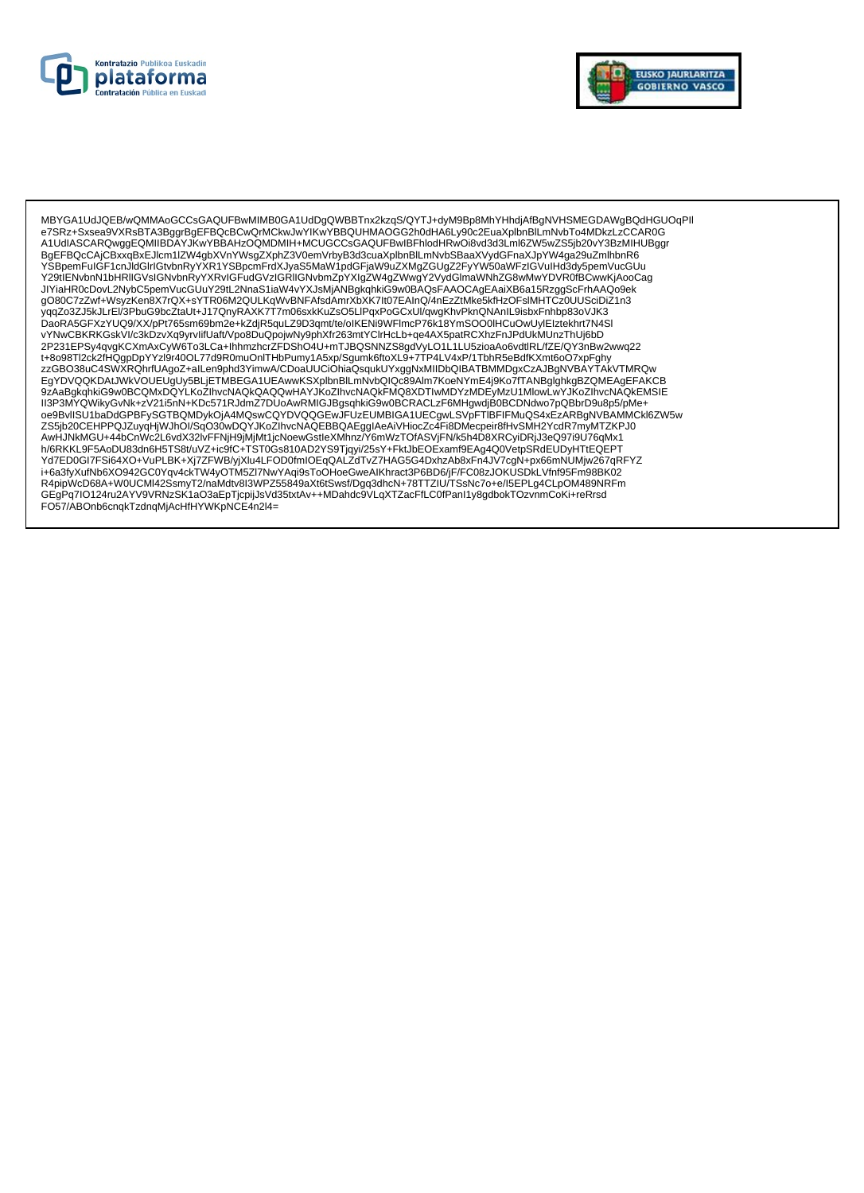MBYGA1UdJQEB/wQMMAoGCCsGAQUFBwMIMB0GA1UdDgQWBBTnx2kzqS/QYTJ+dyM9Bp8MhYHhdjAfBgNVHSMEGDAWgBQdHGUOqPlI
e7SRz+Sxsea9VXRsBTA3BggrBgEFBQcBCwQrMCkwJwYIKwYBBQUHMAOGG2h0dHA6Ly90c2EuaXplbnBlLmNvbTo4MDkzLzCCAR0G
A1UdIASCARQwggEQMIIBDAYJKwYBBAHzOQMDMIH+MCUGCCsGAQUFBwIBFhlodHRwOi8vd3d3Lml6ZW5wZS5jb20vY3BzMIHUBggr
BgEFBQcCAjCBxxqBxEJlcm1lZW4gbXVnYWsgZXphZ3V0emVrbyB3d3cuaXplbnBlLmNvbSBaaXVydGFnaXJpYW4ga29uZmlhbnR6
YSBpemFuIGF1cnJldGlrIGtvbnRyYXR1YSBpcmFrdXJyaS5MaW1pdGFjaW9uZXMgZGUgZ2FyYW50aWFzIGVuIHd3dy5pemVucGUu
Y29tIENvbnN1bHRlIGVsIGNvbnRyYXRvIGFudGVzIGRlIGNvbmZpYXIgZW4gZWwgY2VydGlmaWNhZG8wMwYDVR0fBCwwKjAooCag
JIYiaHR0cDovL2NybC5pemVucGUuY29tL2NnaS1iaW4vYXJsMjANBgkqhkiG9w0BAQsFAAOCAgEAaiXB6a15RzggScFrhAAQo9ek
gO80C7zZwf+WsyzKen8X7rQX+sYTR06M2QULKqWvBNFAfsdAmrXbXK7It07EAInQ/4nEzZtMke5kfHzOFslMHTCz0UUSciDiZ1n3
yqqZo3ZJ5kJLrEl/3PbuG9bcZtaUt+J17QnyRAXK7T7m06sxkKuZsO5LlPqxPoGCxUl/qwgKhvPknQNAnIL9isbxFnhbp83oVJK3
DaoRA5GFXzYUQ9/XX/pPt765sm69bm2e+kZdjR5quLZ9D3qmt/te/oIKENi9WFlmcP76k18YmSOO0lHCuOwUylElztekhrt7N4Sl
vYNwCBKRKGskVI/c3kDzvXq9yrvIifUaft/Vpo8DuQpojwNy9phXfr263mtYClrHcLb+qe4AX5patRCXhzFnJPdUkMUnzThUj6bD
2P231EPSy4qvgKCXmAxCyW6To3LCa+lhhmzhcrZFDShO4U+mTJBQSNNZS8gdVyLO1L1LU5zioaAo6vdtlRL/fZE/QY3nBw2wwq22
t+8o98Tl2ck2fHQgpDpYYzl9r40OL77d9R0muOnlTHbPumy1A5xp/Sgumk6ftoXL9+7TP4LV4xP/1TbhR5eBdfKXmt6oO7xpFghy
zzGBO38uC4SWXRQhrfUAgoZ+aILen9phd3YimwA/CDoaUUCiOhiaQsqukUYxggNxMIIDbQIBATBMMDgxCzAJBgNVBAYTAkVTMRQw
EgYDVQQKDAtJWkVOUEUgUy5BLjETMBEGA1UEAwwKSXplbnBlLmNvbQIQc89Alm7KoeNYmE4j9Ko7fTANBglghkgBZQMEAgEFAKCB
9zAaBgkqhkiG9w0BCQMxDQYLKoZIhvcNAQkQAQQwHAYJKoZIhvcNAQkFMQ8XDTIwMDYzMDEyMzU1MlowLwYJKoZIhvcNAQkEMSIE
II3P3MYQWikyGvNk+zV21i5nN+KDc571RJdmZ7DUoAwRMIGJBgsqhkiG9w0BCRACLzF6MHgwdjB0BCDNdwo7pQBbrD9u8p5/pMe+
oe9BvlISU1baDdGPBFySGTBQMDykOjA4MQswCQYDVQQGEwJFUzEUMBIGA1UECgwLSVpFTlBFIFMuQS4xEzARBgNVBAMMCkl6ZW5w
ZS5jb20CEHPPQJZuyqHjWJhOI/SqO30wDQYJKoZIhvcNAQEBBQAEggIAeAiVHiocZc4Fi8DMecpeir8fHvSMH2YcdR7myMTZKPJ0
AwHJNkMGU+44bCnWc2L6vdX32lvFFNjH9jMjMt1jcNoewGstleXMhnz/Y6mWzTOfASVjFN/k5h4D8XRCyiDRjJ3eQ97i9U76qMx1
h/6RKKL9F5AoDU83dn6H5TS8t/uVZ+ic9fC+TST0Gs810AD2YS9Tjqyi/25sY+FktJbEOExamf9EAg4Q0VetpSRdEUDyHTtEQEPT
Yd7ED0GI7FSi64XO+VuPLBK+Xj7ZFWB/yjXlu4LFOD0fmIOEqQALZdTvZ7HAG5G4DxhzAb8xFn4JV7cgN+px66mNUMjw267qRFYZ
i+6a3fyXufNb6XO942GC0Yqv4ckTW4yOTM5Zl7NwYAqi9sToOHoeGweAIKhract3P6BD6/jF/FC08zJOKUSDkLVfnf95Fm98BK02
R4pipWcD68A+W0UCMl42SsmyT2/naMdtv8I3WPZ55849aXt6tSwsf/Dgq3dhcN+78TTZIU/TSsNc7o+e/I5EPLg4CLpOM489NRFm
GEgPq7IO124ru2AYV9VRNzSK1aO3aEpTjcpijJsVd35txtAv++MDahdc9VLqXTZacFfLC0fPanI1y8gdbokTOzvnmCoKi+reRrsd
FO57/ABOnb6cnqkTzdnqMjAcHfHYWKpNCE4n2l4=